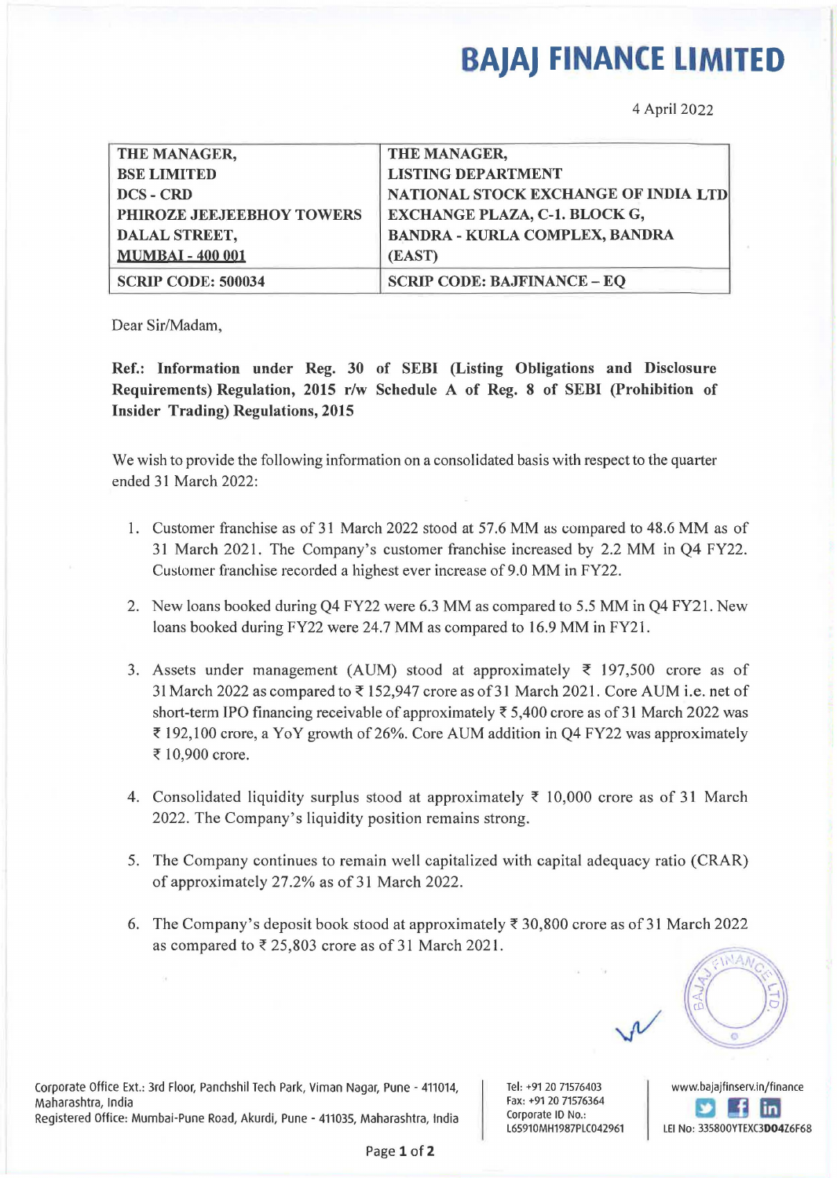# BAJAJ FINANCE LIMITED

4 April 2022

| THE MANAGER, BSE LIMITED DCS - CRD PHIROZE JEEJEEBHOY TOWERS DALAL STREET, MUMBAI - 400 001 | THE MANAGER, LISTING DEPARTMENT NATIONAL STOCK EXCHANGE OF INDIA LTD EXCHANGE PLAZA, C-1. BLOCK G, BANDRA - KURLA COMPLEX, BANDRA (EAST) |
|---|---|
| SCRIP CODE: 500034 | SCRIP CODE: BAJFINANCE – EQ |

Dear Sir/Madam,

**Ref.: Information under Reg. 30 of SEBI (Listing Obligations and Disclosure Requirements) Regulation, 2015 r/w Schedule A of Reg. 8 of SEBI (Prohibition of Insider Trading) Regulations, 2015**

We wish to provide the following information on a consolidated basis with respect to the quarter ended 31 March 2022:

1. Customer franchise as of 31 March 2022 stood at 57.6 MM as compared to 48.6 MM as of 31 March 2021. The Company's customer franchise increased by 2.2 MM in Q4 FY22. Customer franchise recorded a highest ever increase of 9.0 MM in FY22.

2. New loans booked during Q4 FY22 were 6.3 MM as compared to 5.5 MM in Q4 FY21. New loans booked during FY22 were 24.7 MM as compared to 16.9 MM in FY21.

3. Assets under management (AUM) stood at approximately ₹ 197,500 crore as of 31 March 2022 as compared to ₹ 152,947 crore as of 31 March 2021. Core AUM i.e. net of short-term IPO financing receivable of approximately ₹ 5,400 crore as of 31 March 2022 was ₹ 192,100 crore, a YoY growth of 26%. Core AUM addition in Q4 FY22 was approximately ₹ 10,900 crore.

4. Consolidated liquidity surplus stood at approximately ₹ 10,000 crore as of 31 March 2022. The Company's liquidity position remains strong.

5. The Company continues to remain well capitalized with capital adequacy ratio (CRAR) of approximately 27.2% as of 31 March 2022.

6. The Company's deposit book stood at approximately ₹ 30,800 crore as of 31 March 2022 as compared to ₹ 25,803 crore as of 31 March 2021.

Corporate Office Ext.: 3rd Floor, Panchshil Tech Park, Viman Nagar, Pune - 411014, Maharashtra, India
Registered Office: Mumbai-Pune Road, Akurdi, Pune - 411035, Maharashtra, India

Tel: +91 20 71576403
Fax: +91 20 71576364
Corporate ID No.: L65910MH1987PLC042961

www.bajajfinserv.in/finance
LEI No: 335800YTEXC3D04Z6F68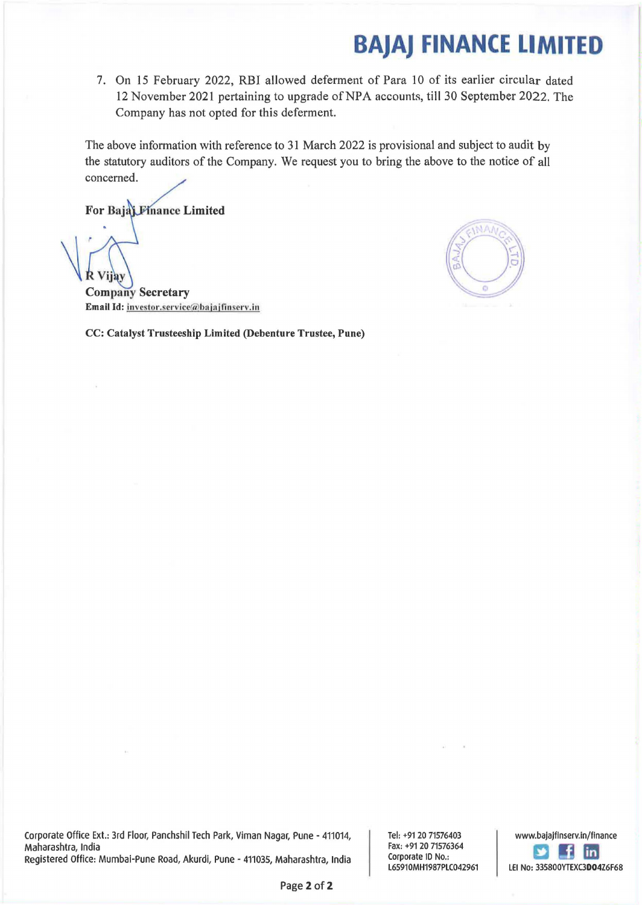7. On 15 February 2022, RBI allowed deferment of Para 10 of its earlier circular dated 12 November 2021 pertaining to upgrade of NPA accounts, till 30 September 2022. The Company has not opted for this deferment.

The above information with reference to 31 March 2022 is provisional and subject to audit by the statutory auditors of the Company. We request you to bring the above to the notice of all concerned.

**For Bajaj Finance Limited**

**R Vijay**
**Company Secretary**
**Email Id: investor.service@bajajfinserv.in**

**CC: Catalyst Trusteeship Limited (Debenture Trustee, Pune)**